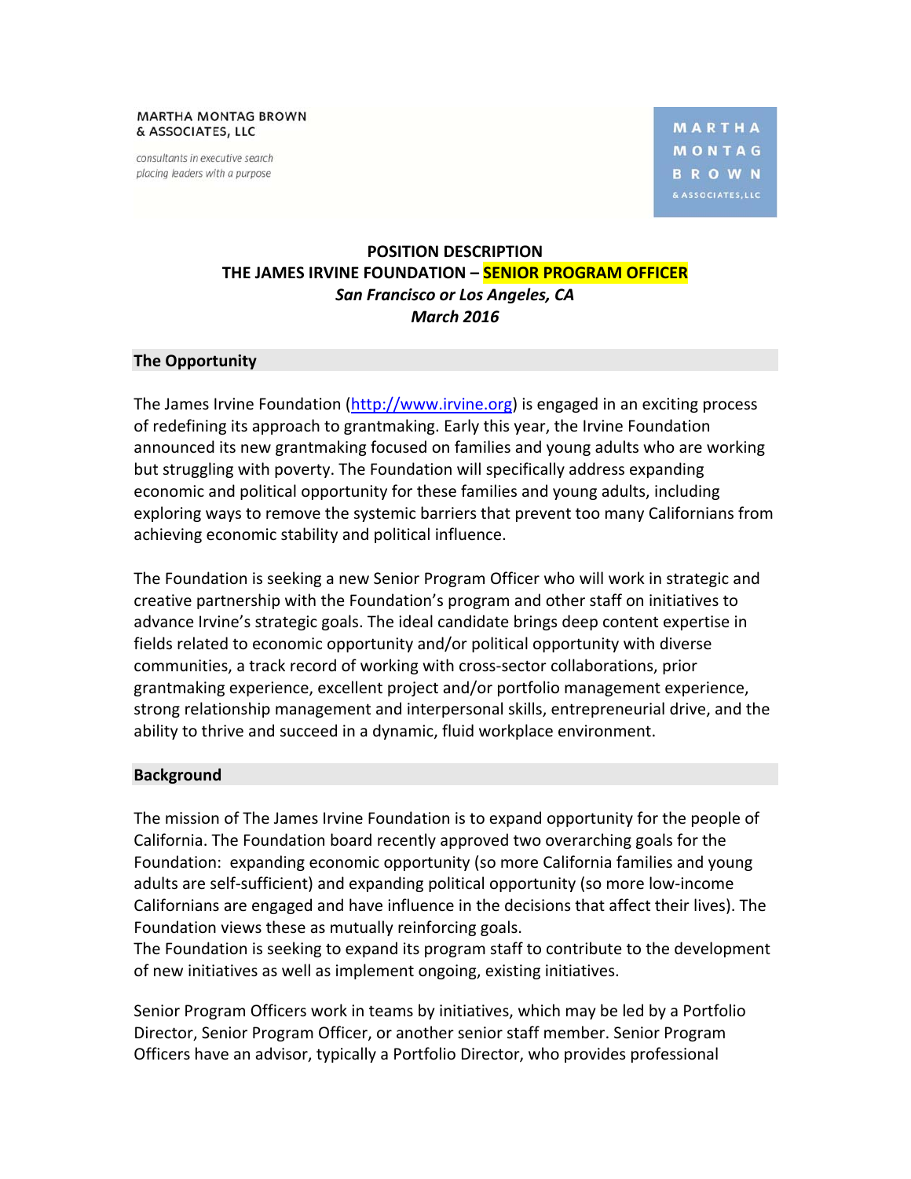MARTHA MONTAG BROWN
& ASSOCIATES, LLC

*consultants in executive search*
*placing leaders with a purpose*

MARTHA MONTAG BROWN & ASSOCIATES, LLC

**POSITION DESCRIPTION**
**THE JAMES IRVINE FOUNDATION – SENIOR PROGRAM OFFICER**
***San Francisco or Los Angeles, CA***
***March 2016***

## The Opportunity

The James Irvine Foundation (http://www.irvine.org) is engaged in an exciting process of redefining its approach to grantmaking. Early this year, the Irvine Foundation announced its new grantmaking focused on families and young adults who are working but struggling with poverty. The Foundation will specifically address expanding economic and political opportunity for these families and young adults, including exploring ways to remove the systemic barriers that prevent too many Californians from achieving economic stability and political influence.

The Foundation is seeking a new Senior Program Officer who will work in strategic and creative partnership with the Foundation's program and other staff on initiatives to advance Irvine's strategic goals. The ideal candidate brings deep content expertise in fields related to economic opportunity and/or political opportunity with diverse communities, a track record of working with cross-sector collaborations, prior grantmaking experience, excellent project and/or portfolio management experience, strong relationship management and interpersonal skills, entrepreneurial drive, and the ability to thrive and succeed in a dynamic, fluid workplace environment.

## Background

The mission of The James Irvine Foundation is to expand opportunity for the people of California. The Foundation board recently approved two overarching goals for the Foundation: expanding economic opportunity (so more California families and young adults are self-sufficient) and expanding political opportunity (so more low-income Californians are engaged and have influence in the decisions that affect their lives). The Foundation views these as mutually reinforcing goals.
The Foundation is seeking to expand its program staff to contribute to the development of new initiatives as well as implement ongoing, existing initiatives.

Senior Program Officers work in teams by initiatives, which may be led by a Portfolio Director, Senior Program Officer, or another senior staff member. Senior Program Officers have an advisor, typically a Portfolio Director, who provides professional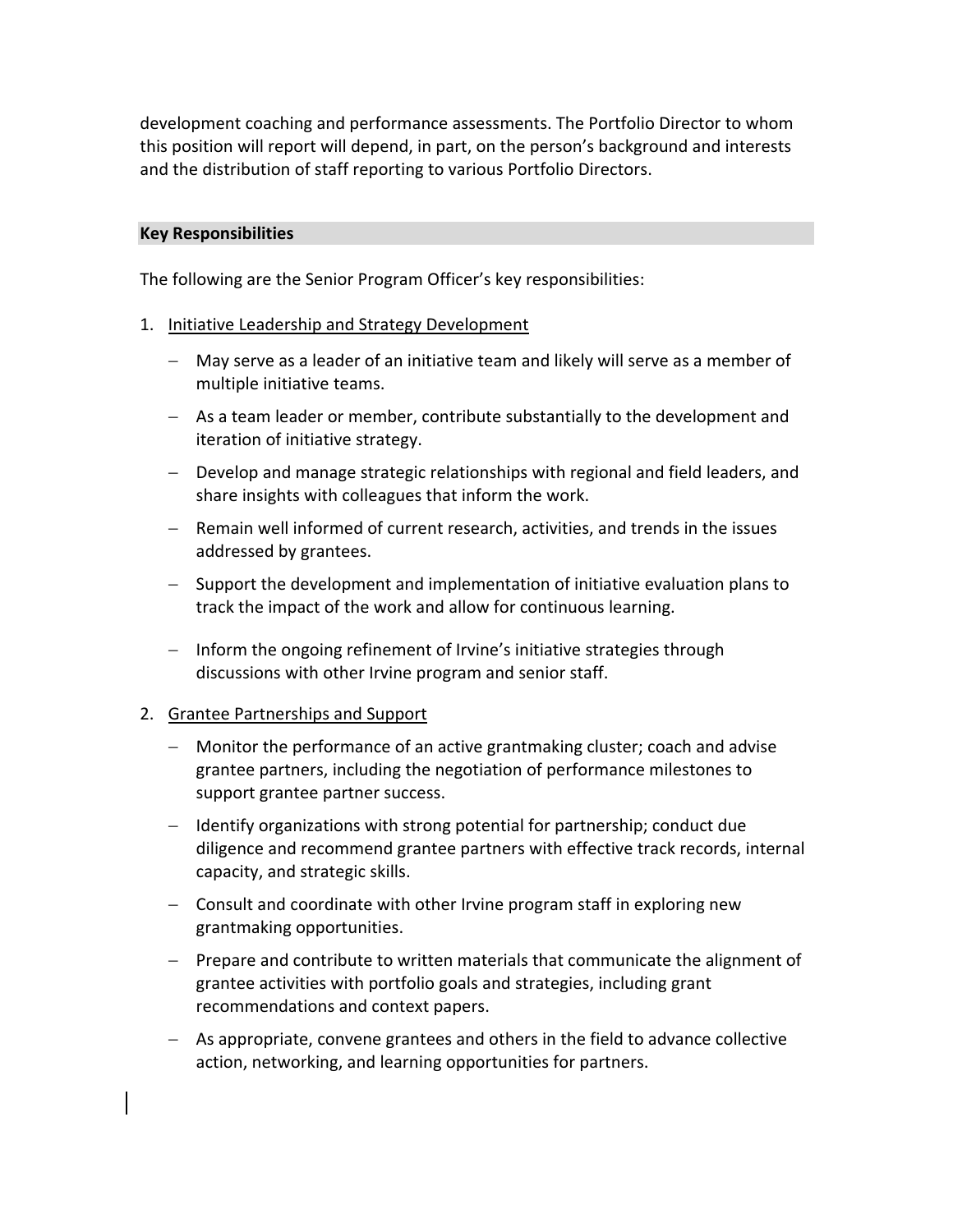development coaching and performance assessments. The Portfolio Director to whom this position will report will depend, in part, on the person's background and interests and the distribution of staff reporting to various Portfolio Directors.

## Key Responsibilities

The following are the Senior Program Officer's key responsibilities:

1. Initiative Leadership and Strategy Development
   - May serve as a leader of an initiative team and likely will serve as a member of multiple initiative teams.
   - As a team leader or member, contribute substantially to the development and iteration of initiative strategy.
   - Develop and manage strategic relationships with regional and field leaders, and share insights with colleagues that inform the work.
   - Remain well informed of current research, activities, and trends in the issues addressed by grantees.
   - Support the development and implementation of initiative evaluation plans to track the impact of the work and allow for continuous learning.
   - Inform the ongoing refinement of Irvine's initiative strategies through discussions with other Irvine program and senior staff.

2. Grantee Partnerships and Support
   - Monitor the performance of an active grantmaking cluster; coach and advise grantee partners, including the negotiation of performance milestones to support grantee partner success.
   - Identify organizations with strong potential for partnership; conduct due diligence and recommend grantee partners with effective track records, internal capacity, and strategic skills.
   - Consult and coordinate with other Irvine program staff in exploring new grantmaking opportunities.
   - Prepare and contribute to written materials that communicate the alignment of grantee activities with portfolio goals and strategies, including grant recommendations and context papers.
   - As appropriate, convene grantees and others in the field to advance collective action, networking, and learning opportunities for partners.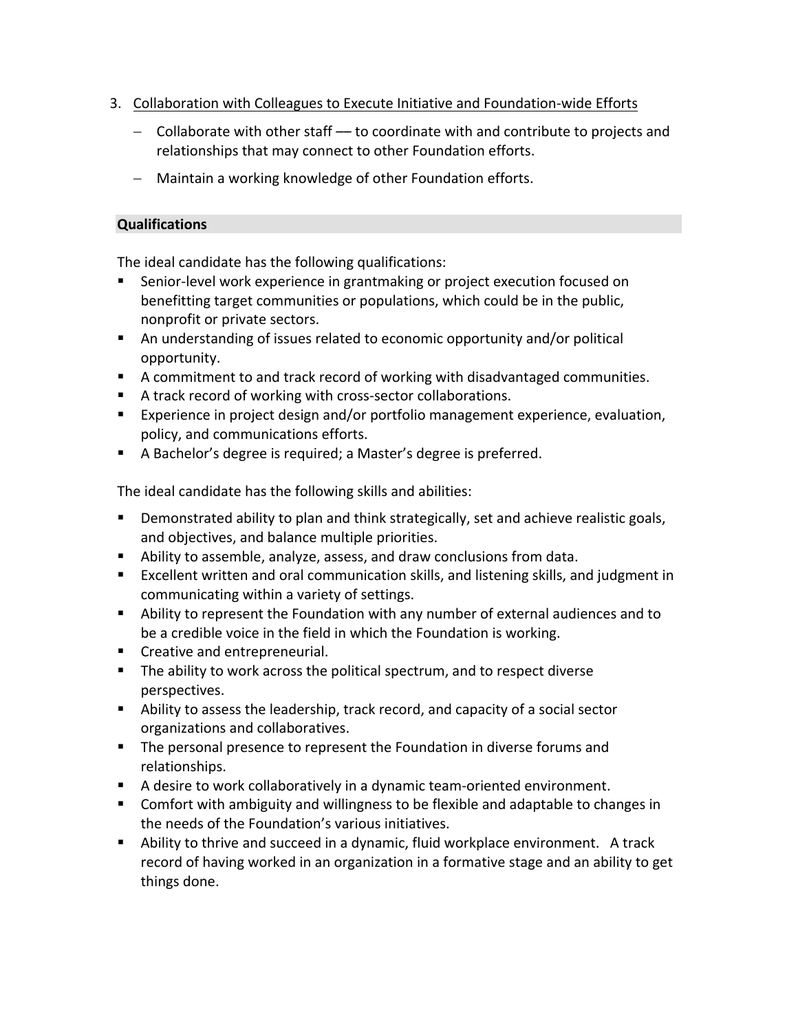3. <u>Collaboration with Colleagues to Execute Initiative and Foundation-wide Efforts</u>

   - Collaborate with other staff — to coordinate with and contribute to projects and relationships that may connect to other Foundation efforts.
   - Maintain a working knowledge of other Foundation efforts.

## Qualifications

The ideal candidate has the following qualifications:

- Senior-level work experience in grantmaking or project execution focused on benefitting target communities or populations, which could be in the public, nonprofit or private sectors.
- An understanding of issues related to economic opportunity and/or political opportunity.
- A commitment to and track record of working with disadvantaged communities.
- A track record of working with cross-sector collaborations.
- Experience in project design and/or portfolio management experience, evaluation, policy, and communications efforts.
- A Bachelor's degree is required; a Master's degree is preferred.

The ideal candidate has the following skills and abilities:

- Demonstrated ability to plan and think strategically, set and achieve realistic goals, and objectives, and balance multiple priorities.
- Ability to assemble, analyze, assess, and draw conclusions from data.
- Excellent written and oral communication skills, and listening skills, and judgment in communicating within a variety of settings.
- Ability to represent the Foundation with any number of external audiences and to be a credible voice in the field in which the Foundation is working.
- Creative and entrepreneurial.
- The ability to work across the political spectrum, and to respect diverse perspectives.
- Ability to assess the leadership, track record, and capacity of a social sector organizations and collaboratives.
- The personal presence to represent the Foundation in diverse forums and relationships.
- A desire to work collaboratively in a dynamic team-oriented environment.
- Comfort with ambiguity and willingness to be flexible and adaptable to changes in the needs of the Foundation's various initiatives.
- Ability to thrive and succeed in a dynamic, fluid workplace environment. A track record of having worked in an organization in a formative stage and an ability to get things done.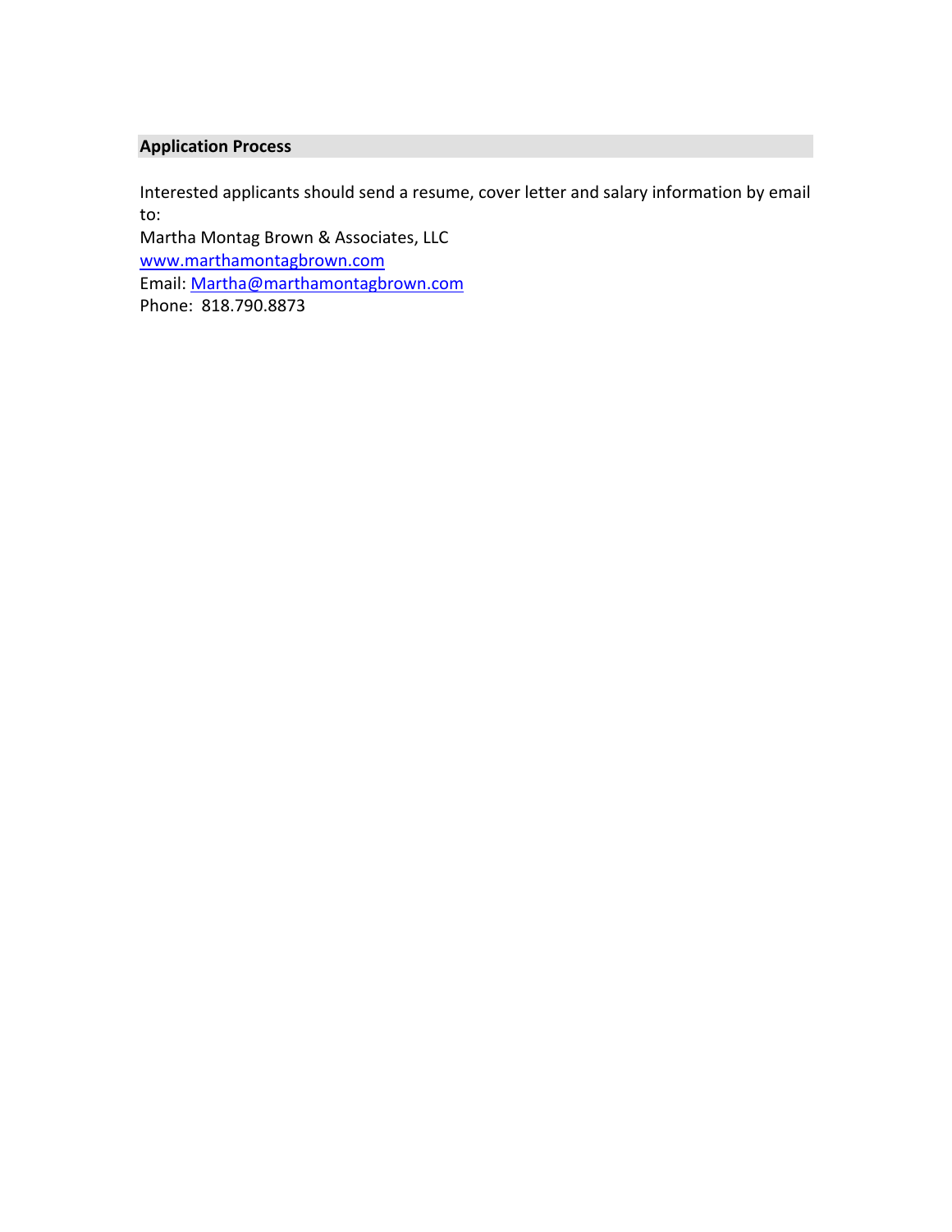## Application Process

Interested applicants should send a resume, cover letter and salary information by email to:
Martha Montag Brown & Associates, LLC
www.marthamontagbrown.com
Email: Martha@marthamontagbrown.com
Phone: 818.790.8873